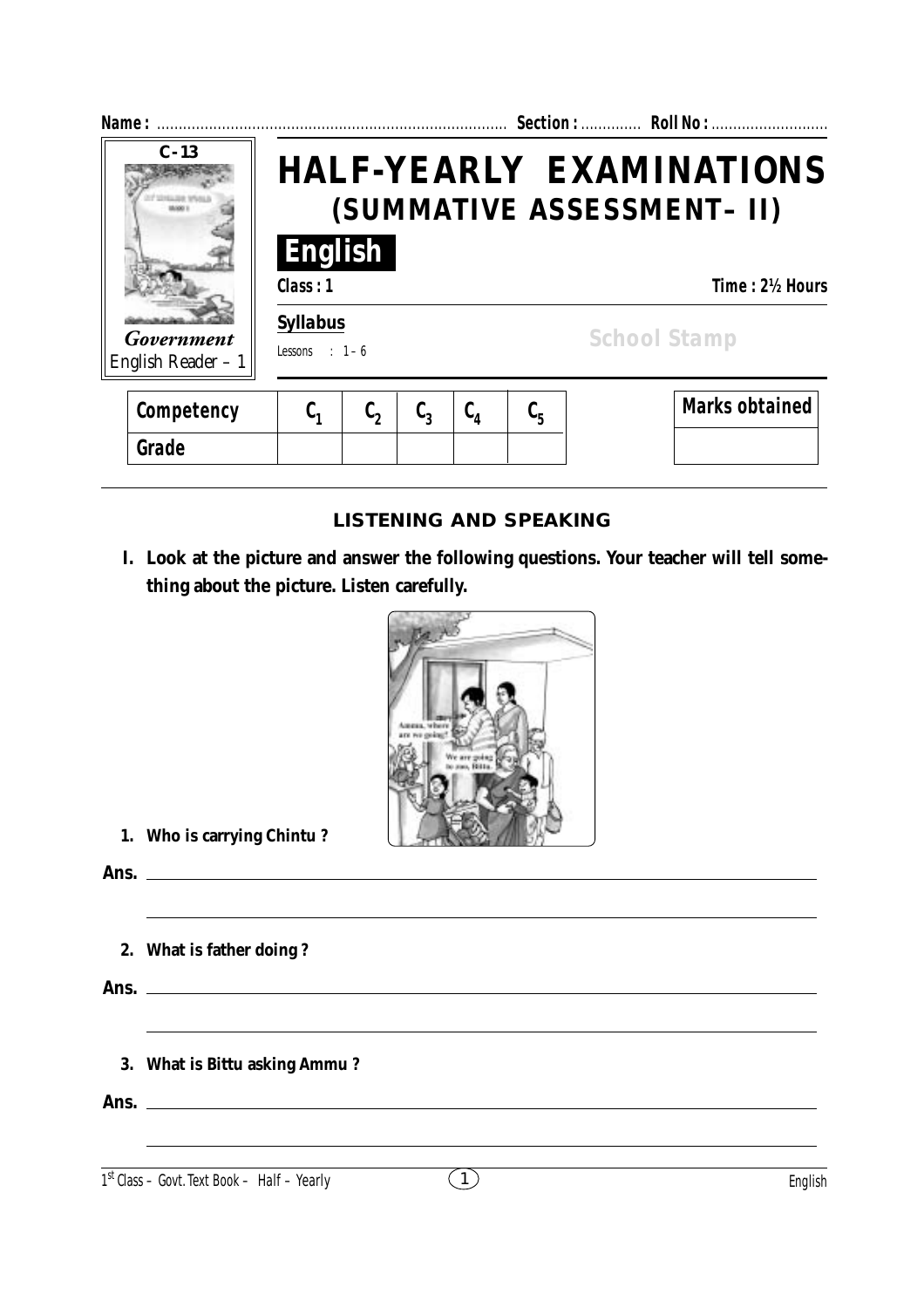Name : ........................................................................................ Section : .............. Roll No : ...........................

C-13

*Government* English Reader – 1

# HALF-YEARLY EXAMINATIONS
## (SUMMATIVE ASSESSMENT– II)

**English**

**Class : 1** **Time : 2½ Hours**

**Syllabus**

Lessons : 1 – 6

School Stamp

| Competency | $C_1$ | $C_2$ | $C_3$ | $C_4$ | $C_5$ |
|---|---|---|---|---|---|
| Grade | | | | | |

| Marks obtained |
|---|
| |

### LISTENING AND SPEAKING

**I. Look at the picture and answer the following questions. Your teacher will tell something about the picture. Listen carefully.**

**1. Who is carrying Chintu ?**

**Ans.** ____________________________________________

____________________________________________

**2. What is father doing ?**

**Ans.** ____________________________________________

____________________________________________

**3. What is Bittu asking Ammu ?**

**Ans.** ____________________________________________

____________________________________________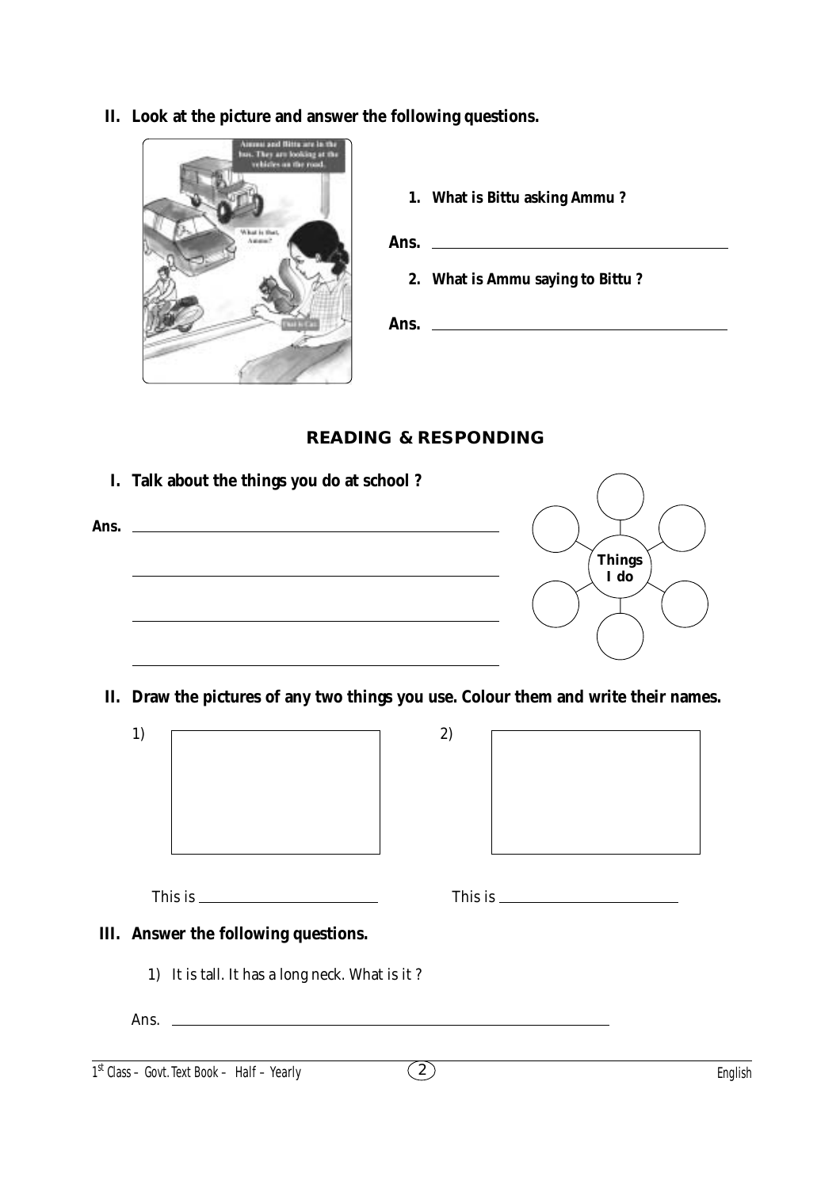**II. Look at the picture and answer the following questions.**

1. **What is Bittu asking Ammu ?**

**Ans.** ______________________________

2. **What is Ammu saying to Bittu ?**

**Ans.** ______________________________

## READING & RESPONDING

**I. Talk about the things you do at school ?**

**Ans.** ______________________________

______________________________

______________________________

______________________________

Things I do

**II. Draw the pictures of any two things you use. Colour them and write their names.**

1) This is ____________

2) This is ____________

**III. Answer the following questions.**

1) It is tall. It has a long neck. What is it ?

Ans. ______________________________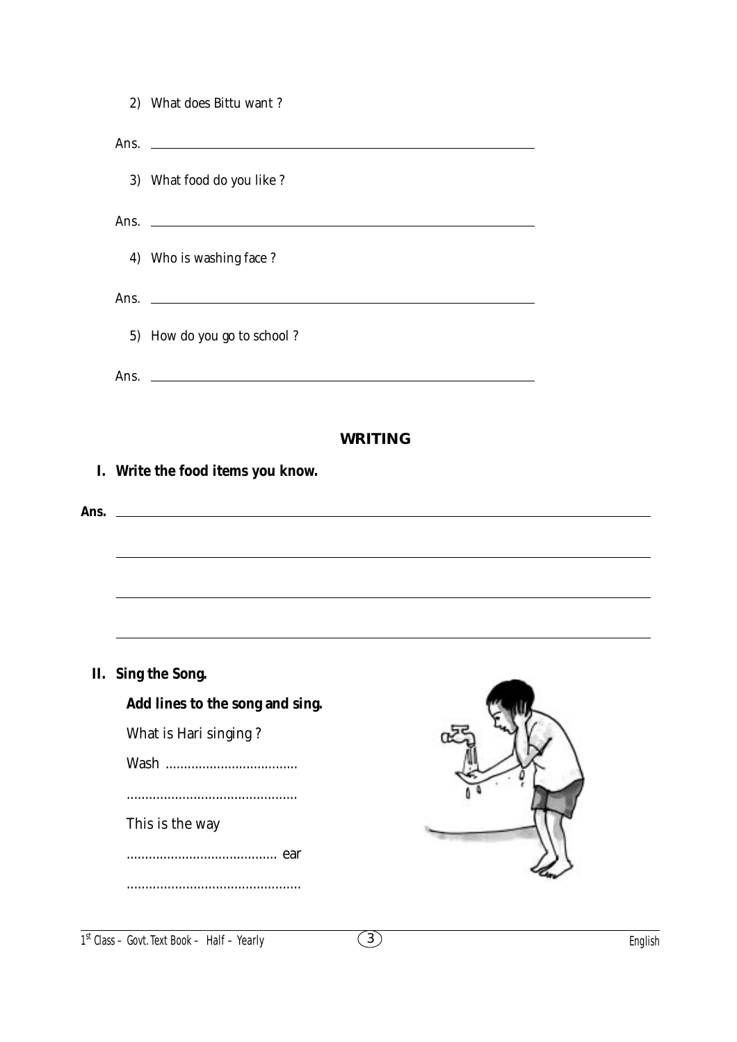2) What does Bittu want ?

Ans. ______________________________________________

3) What food do you like ?

Ans. ______________________________________________

4) Who is washing face ?

Ans. ______________________________________________

5) How do you go to school ?

Ans. ______________________________________________

## WRITING

**I. Write the food items you know.**

**Ans.** ______________________________________________

______________________________________________

______________________________________________

______________________________________________

**II. Sing the Song.**

**Add lines to the song and sing.**

What is Hari singing ?

Wash ....................................

..............................................

This is the way

......................................... ear

...............................................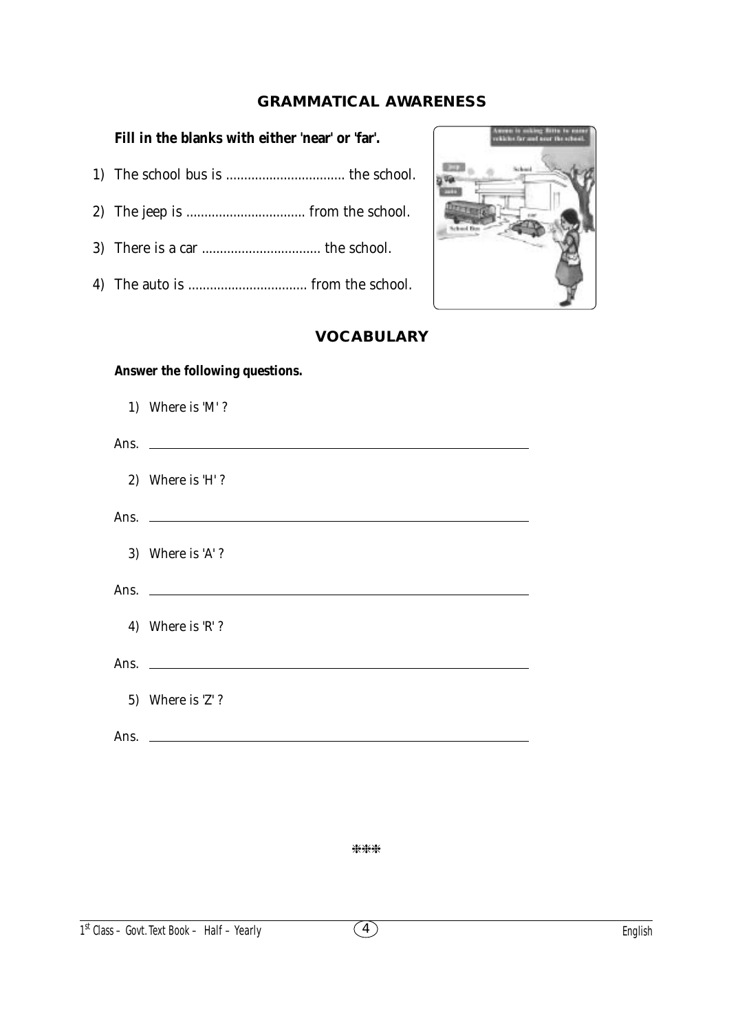## GRAMMATICAL AWARENESS

**Fill in the blanks with either 'near' or 'far'.**

1) The school bus is ................................ the school.
2) The jeep is ................................ from the school.
3) There is a car ................................ the school.
4) The auto is ................................ from the school.

## VOCABULARY

**Answer the following questions.**

1) Where is 'M' ?

Ans. ______________________________________________

2) Where is 'H' ?

Ans. ______________________________________________

3) Where is 'A' ?

Ans. ______________________________________________

4) Where is 'R' ?

Ans. ______________________________________________

5) Where is 'Z' ?

Ans. ______________________________________________

\*\*\*